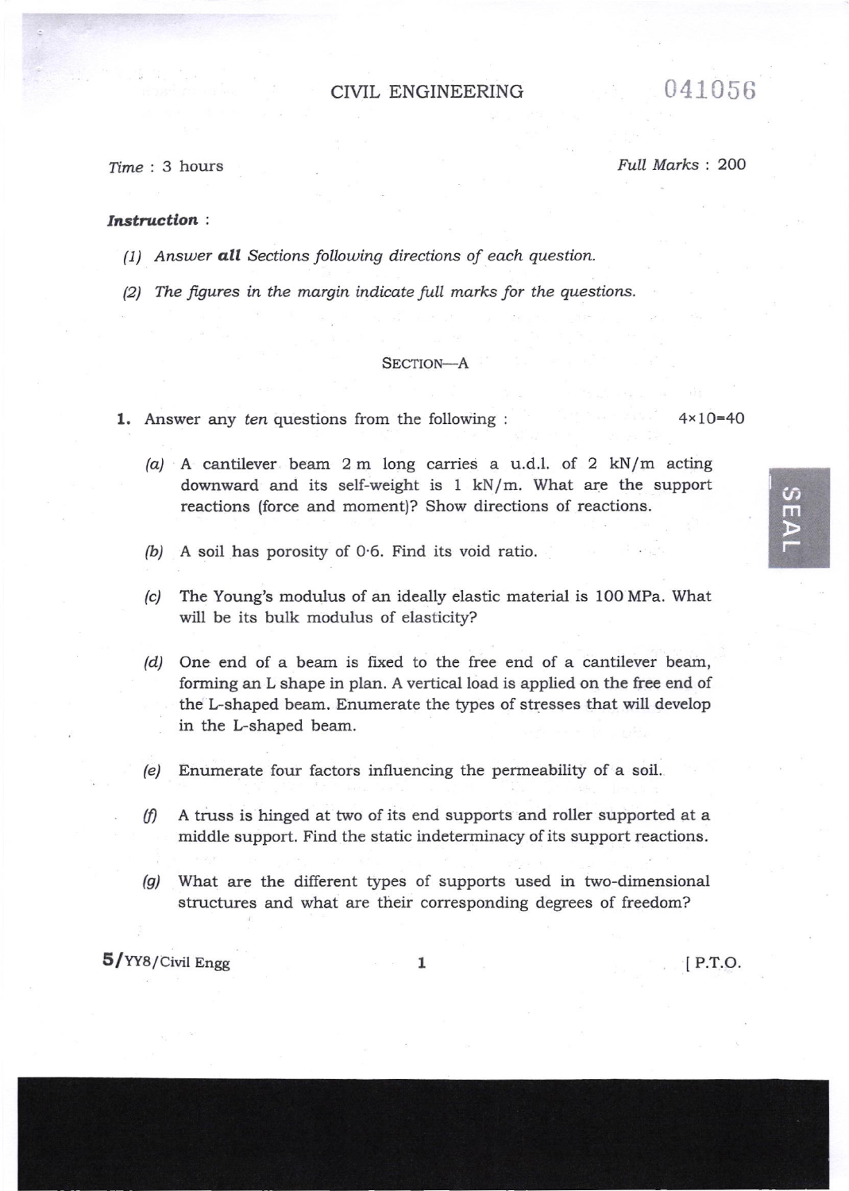# CIVIL ENGINEERING

041056

*Time* : 3 hours

*Full Marks* : 200

***Instruction*** :

*(1) Answer **all** Sections following directions of each question.*

*(2) The figures in the margin indicate full marks for the questions.*

## SECTION—A

**1.** Answer any *ten* questions from the following : $4 \times 10 = 40$

*(a)* A cantilever beam 2 m long carries a u.d.l. of 2 kN/m acting downward and its self-weight is 1 kN/m. What are the support reactions (force and moment)? Show directions of reactions.

*(b)* A soil has porosity of 0·6. Find its void ratio.

*(c)* The Young's modulus of an ideally elastic material is 100 MPa. What will be its bulk modulus of elasticity?

*(d)* One end of a beam is fixed to the free end of a cantilever beam, forming an L shape in plan. A vertical load is applied on the free end of the L-shaped beam. Enumerate the types of stresses that will develop in the L-shaped beam.

*(e)* Enumerate four factors influencing the permeability of a soil.

*(f)* A truss is hinged at two of its end supports and roller supported at a middle support. Find the static indeterminacy of its support reactions.

*(g)* What are the different types of supports used in two-dimensional structures and what are their corresponding degrees of freedom?

5/YY8/Civil Engg

[ P.T.O.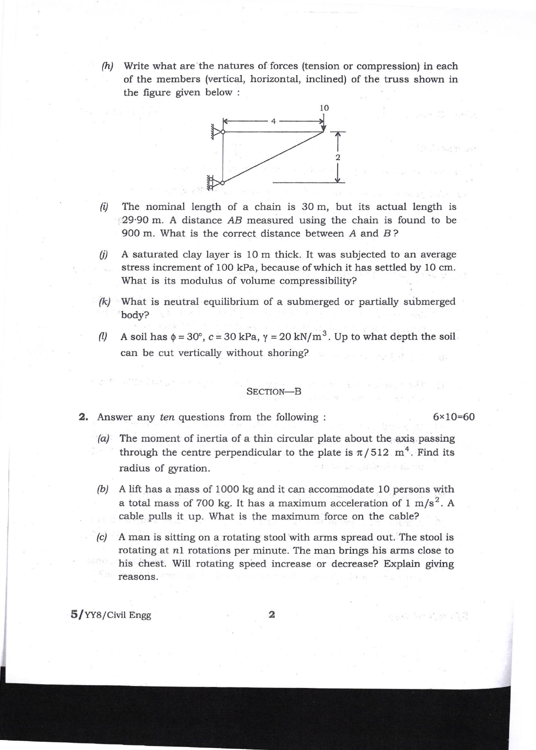(h) Write what are the natures of forces (tension or compression) in each of the members (vertical, horizontal, inclined) of the truss shown in the figure given below :

(i) The nominal length of a chain is 30 m, but its actual length is 29·90 m. A distance $AB$ measured using the chain is found to be 900 m. What is the correct distance between $A$ and $B$?

(j) A saturated clay layer is 10 m thick. It was subjected to an average stress increment of 100 kPa, because of which it has settled by 10 cm. What is its modulus of volume compressibility?

(k) What is neutral equilibrium of a submerged or partially submerged body?

(l) A soil has $\phi = 30°$, $c = 30$ kPa, $\gamma = 20$ kN/m$^3$. Up to what depth the soil can be cut vertically without shoring?

## SECTION—B

**2.** Answer any *ten* questions from the following : $6 \times 10 = 60$

(a) The moment of inertia of a thin circular plate about the axis passing through the centre perpendicular to the plate is $\pi/512$ m$^4$. Find its radius of gyration.

(b) A lift has a mass of 1000 kg and it can accommodate 10 persons with a total mass of 700 kg. It has a maximum acceleration of 1 m/s$^2$. A cable pulls it up. What is the maximum force on the cable?

(c) A man is sitting on a rotating stool with arms spread out. The stool is rotating at $n1$ rotations per minute. The man brings his arms close to his chest. Will rotating speed increase or decrease? Explain giving reasons.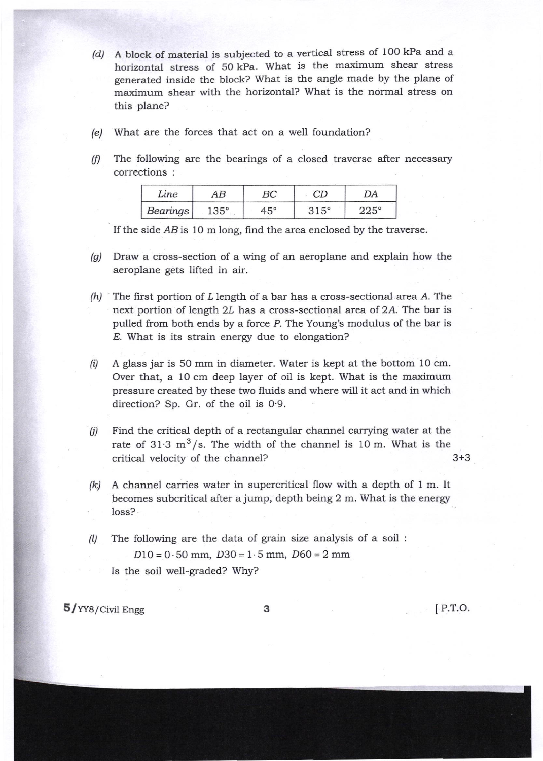(d) A block of material is subjected to a vertical stress of 100 kPa and a horizontal stress of 50 kPa. What is the maximum shear stress generated inside the block? What is the angle made by the plane of maximum shear with the horizontal? What is the normal stress on this plane?

(e) What are the forces that act on a well foundation?

(f) The following are the bearings of a closed traverse after necessary corrections :

| *Line* | *AB* | *BC* | *CD* | *DA* |
|---|---|---|---|---|
| *Bearings* | 135° | 45° | 315° | 225° |

If the side *AB* is 10 m long, find the area enclosed by the traverse.

(g) Draw a cross-section of a wing of an aeroplane and explain how the aeroplane gets lifted in air.

(h) The first portion of $L$ length of a bar has a cross-sectional area $A$. The next portion of length $2L$ has a cross-sectional area of $2A$. The bar is pulled from both ends by a force $P$. The Young's modulus of the bar is $E$. What is its strain energy due to elongation?

(i) A glass jar is 50 mm in diameter. Water is kept at the bottom 10 cm. Over that, a 10 cm deep layer of oil is kept. What is the maximum pressure created by these two fluids and where will it act and in which direction? Sp. Gr. of the oil is 0·9.

(j) Find the critical depth of a rectangular channel carrying water at the rate of 31·3 $m^3/s$. The width of the channel is 10 m. What is the critical velocity of the channel? 3+3

(k) A channel carries water in supercritical flow with a depth of 1 m. It becomes subcritical after a jump, depth being 2 m. What is the energy loss?

(l) The following are the data of grain size analysis of a soil :

$D10 = 0 \cdot 50$ mm, $D30 = 1 \cdot 5$ mm, $D60 = 2$ mm

Is the soil well-graded? Why?